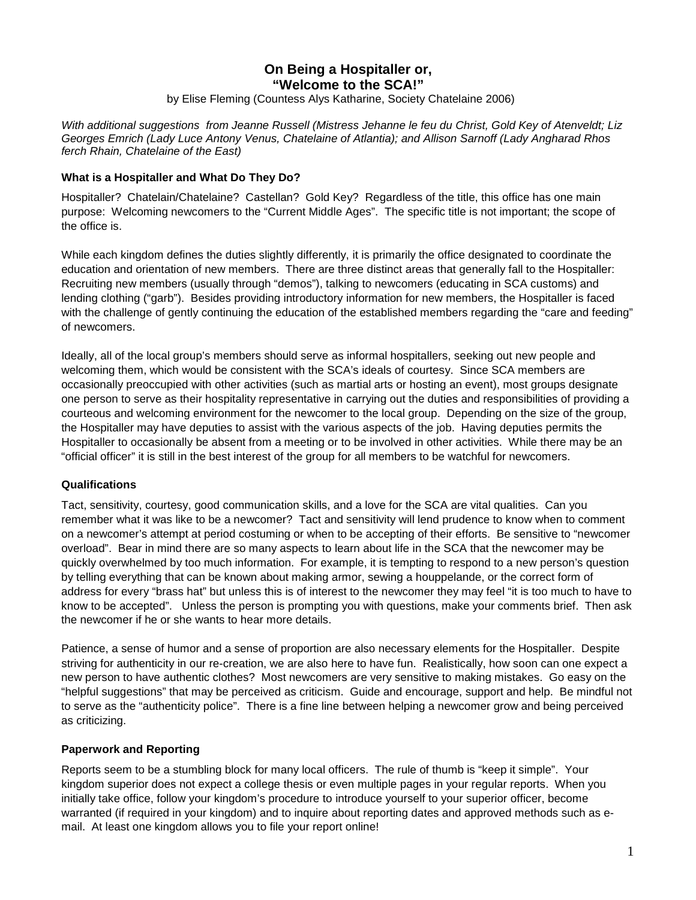# On Being a Hospitaller or, "Welcome to the SCA!"

by Elise Fleming (Countess Alys Katharine, Society Chatelaine 2006)

*With additional suggestions from Jeanne Russell (Mistress Jehanne le feu du Christ, Gold Key of Atenveldt; Liz Georges Emrich (Lady Luce Antony Venus, Chatelaine of Atlantia); and Allison Sarnoff (Lady Angharad Rhos ferch Rhain, Chatelaine of the East)*

### What is a Hospitaller and What Do They Do?

Hospitaller? Chatelain/Chatelaine? Castellan? Gold Key? Regardless of the title, this office has one main purpose: Welcoming newcomers to the "Current Middle Ages". The specific title is not important; the scope of the office is.

While each kingdom defines the duties slightly differently, it is primarily the office designated to coordinate the education and orientation of new members. There are three distinct areas that generally fall to the Hospitaller: Recruiting new members (usually through "demos"), talking to newcomers (educating in SCA customs) and lending clothing ("garb"). Besides providing introductory information for new members, the Hospitaller is faced with the challenge of gently continuing the education of the established members regarding the "care and feeding" of newcomers.

Ideally, all of the local group's members should serve as informal hospitallers, seeking out new people and welcoming them, which would be consistent with the SCA's ideals of courtesy. Since SCA members are occasionally preoccupied with other activities (such as martial arts or hosting an event), most groups designate one person to serve as their hospitality representative in carrying out the duties and responsibilities of providing a courteous and welcoming environment for the newcomer to the local group. Depending on the size of the group, the Hospitaller may have deputies to assist with the various aspects of the job. Having deputies permits the Hospitaller to occasionally be absent from a meeting or to be involved in other activities. While there may be an "official officer" it is still in the best interest of the group for all members to be watchful for newcomers.

### Qualifications

Tact, sensitivity, courtesy, good communication skills, and a love for the SCA are vital qualities. Can you remember what it was like to be a newcomer? Tact and sensitivity will lend prudence to know when to comment on a newcomer's attempt at period costuming or when to be accepting of their efforts. Be sensitive to "newcomer overload". Bear in mind there are so many aspects to learn about life in the SCA that the newcomer may be quickly overwhelmed by too much information. For example, it is tempting to respond to a new person's question by telling everything that can be known about making armor, sewing a houppelande, or the correct form of address for every "brass hat" but unless this is of interest to the newcomer they may feel "it is too much to have to know to be accepted". Unless the person is prompting you with questions, make your comments brief. Then ask the newcomer if he or she wants to hear more details.

Patience, a sense of humor and a sense of proportion are also necessary elements for the Hospitaller. Despite striving for authenticity in our re-creation, we are also here to have fun. Realistically, how soon can one expect a new person to have authentic clothes? Most newcomers are very sensitive to making mistakes. Go easy on the "helpful suggestions" that may be perceived as criticism. Guide and encourage, support and help. Be mindful not to serve as the "authenticity police". There is a fine line between helping a newcomer grow and being perceived as criticizing.

### Paperwork and Reporting

Reports seem to be a stumbling block for many local officers. The rule of thumb is "keep it simple". Your kingdom superior does not expect a college thesis or even multiple pages in your regular reports. When you initially take office, follow your kingdom's procedure to introduce yourself to your superior officer, become warranted (if required in your kingdom) and to inquire about reporting dates and approved methods such as e-mail. At least one kingdom allows you to file your report online!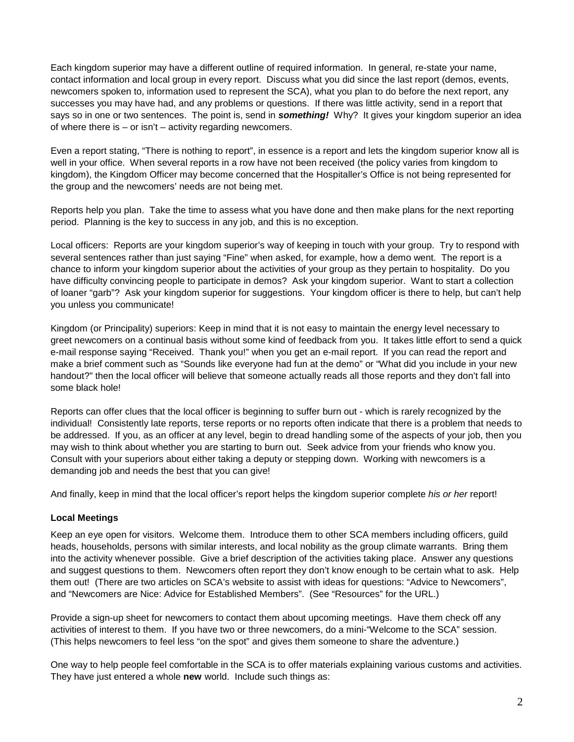Each kingdom superior may have a different outline of required information. In general, re-state your name, contact information and local group in every report. Discuss what you did since the last report (demos, events, newcomers spoken to, information used to represent the SCA), what you plan to do before the next report, any successes you may have had, and any problems or questions. If there was little activity, send in a report that says so in one or two sentences. The point is, send in ***something!*** Why? It gives your kingdom superior an idea of where there is – or isn't – activity regarding newcomers.

Even a report stating, "There is nothing to report", in essence is a report and lets the kingdom superior know all is well in your office. When several reports in a row have not been received (the policy varies from kingdom to kingdom), the Kingdom Officer may become concerned that the Hospitaller's Office is not being represented for the group and the newcomers' needs are not being met.

Reports help you plan. Take the time to assess what you have done and then make plans for the next reporting period. Planning is the key to success in any job, and this is no exception.

Local officers: Reports are your kingdom superior's way of keeping in touch with your group. Try to respond with several sentences rather than just saying "Fine" when asked, for example, how a demo went. The report is a chance to inform your kingdom superior about the activities of your group as they pertain to hospitality. Do you have difficulty convincing people to participate in demos? Ask your kingdom superior. Want to start a collection of loaner "garb"? Ask your kingdom superior for suggestions. Your kingdom officer is there to help, but can't help you unless you communicate!

Kingdom (or Principality) superiors: Keep in mind that it is not easy to maintain the energy level necessary to greet newcomers on a continual basis without some kind of feedback from you. It takes little effort to send a quick e-mail response saying "Received. Thank you!" when you get an e-mail report. If you can read the report and make a brief comment such as "Sounds like everyone had fun at the demo" or "What did you include in your new handout?" then the local officer will believe that someone actually reads all those reports and they don't fall into some black hole!

Reports can offer clues that the local officer is beginning to suffer burn out - which is rarely recognized by the individual! Consistently late reports, terse reports or no reports often indicate that there is a problem that needs to be addressed. If you, as an officer at any level, begin to dread handling some of the aspects of your job, then you may wish to think about whether you are starting to burn out. Seek advice from your friends who know you. Consult with your superiors about either taking a deputy or stepping down. Working with newcomers is a demanding job and needs the best that you can give!

And finally, keep in mind that the local officer's report helps the kingdom superior complete *his or her* report!

**Local Meetings**

Keep an eye open for visitors. Welcome them. Introduce them to other SCA members including officers, guild heads, households, persons with similar interests, and local nobility as the group climate warrants. Bring them into the activity whenever possible. Give a brief description of the activities taking place. Answer any questions and suggest questions to them. Newcomers often report they don't know enough to be certain what to ask. Help them out! (There are two articles on SCA's website to assist with ideas for questions: "Advice to Newcomers", and "Newcomers are Nice: Advice for Established Members". (See "Resources" for the URL.)

Provide a sign-up sheet for newcomers to contact them about upcoming meetings. Have them check off any activities of interest to them. If you have two or three newcomers, do a mini-"Welcome to the SCA" session. (This helps newcomers to feel less "on the spot" and gives them someone to share the adventure.)

One way to help people feel comfortable in the SCA is to offer materials explaining various customs and activities. They have just entered a whole **new** world. Include such things as: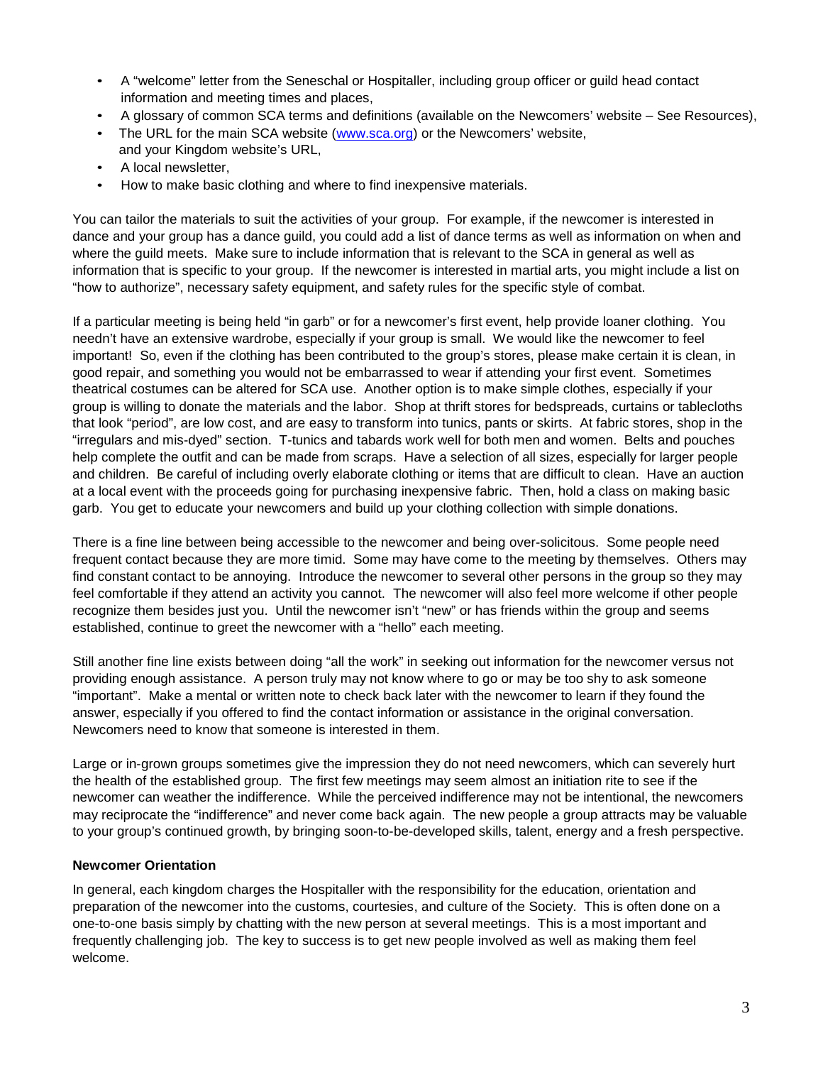- A “welcome” letter from the Seneschal or Hospitaller, including group officer or guild head contact information and meeting times and places,
- A glossary of common SCA terms and definitions (available on the Newcomers’ website – See Resources),
- The URL for the main SCA website (www.sca.org) or the Newcomers’ website, and your Kingdom website’s URL,
- A local newsletter,
- How to make basic clothing and where to find inexpensive materials.

You can tailor the materials to suit the activities of your group. For example, if the newcomer is interested in dance and your group has a dance guild, you could add a list of dance terms as well as information on when and where the guild meets. Make sure to include information that is relevant to the SCA in general as well as information that is specific to your group. If the newcomer is interested in martial arts, you might include a list on “how to authorize”, necessary safety equipment, and safety rules for the specific style of combat.

If a particular meeting is being held “in garb” or for a newcomer’s first event, help provide loaner clothing. You needn’t have an extensive wardrobe, especially if your group is small. We would like the newcomer to feel important! So, even if the clothing has been contributed to the group’s stores, please make certain it is clean, in good repair, and something you would not be embarrassed to wear if attending your first event. Sometimes theatrical costumes can be altered for SCA use. Another option is to make simple clothes, especially if your group is willing to donate the materials and the labor. Shop at thrift stores for bedspreads, curtains or tablecloths that look “period”, are low cost, and are easy to transform into tunics, pants or skirts. At fabric stores, shop in the “irregulars and mis-dyed” section. T-tunics and tabards work well for both men and women. Belts and pouches help complete the outfit and can be made from scraps. Have a selection of all sizes, especially for larger people and children. Be careful of including overly elaborate clothing or items that are difficult to clean. Have an auction at a local event with the proceeds going for purchasing inexpensive fabric. Then, hold a class on making basic garb. You get to educate your newcomers and build up your clothing collection with simple donations.

There is a fine line between being accessible to the newcomer and being over-solicitous. Some people need frequent contact because they are more timid. Some may have come to the meeting by themselves. Others may find constant contact to be annoying. Introduce the newcomer to several other persons in the group so they may feel comfortable if they attend an activity you cannot. The newcomer will also feel more welcome if other people recognize them besides just you. Until the newcomer isn’t “new” or has friends within the group and seems established, continue to greet the newcomer with a “hello” each meeting.

Still another fine line exists between doing “all the work” in seeking out information for the newcomer versus not providing enough assistance. A person truly may not know where to go or may be too shy to ask someone “important”. Make a mental or written note to check back later with the newcomer to learn if they found the answer, especially if you offered to find the contact information or assistance in the original conversation. Newcomers need to know that someone is interested in them.

Large or in-grown groups sometimes give the impression they do not need newcomers, which can severely hurt the health of the established group. The first few meetings may seem almost an initiation rite to see if the newcomer can weather the indifference. While the perceived indifference may not be intentional, the newcomers may reciprocate the “indifference” and never come back again. The new people a group attracts may be valuable to your group’s continued growth, by bringing soon-to-be-developed skills, talent, energy and a fresh perspective.

**Newcomer Orientation**

In general, each kingdom charges the Hospitaller with the responsibility for the education, orientation and preparation of the newcomer into the customs, courtesies, and culture of the Society. This is often done on a one-to-one basis simply by chatting with the new person at several meetings. This is a most important and frequently challenging job. The key to success is to get new people involved as well as making them feel welcome.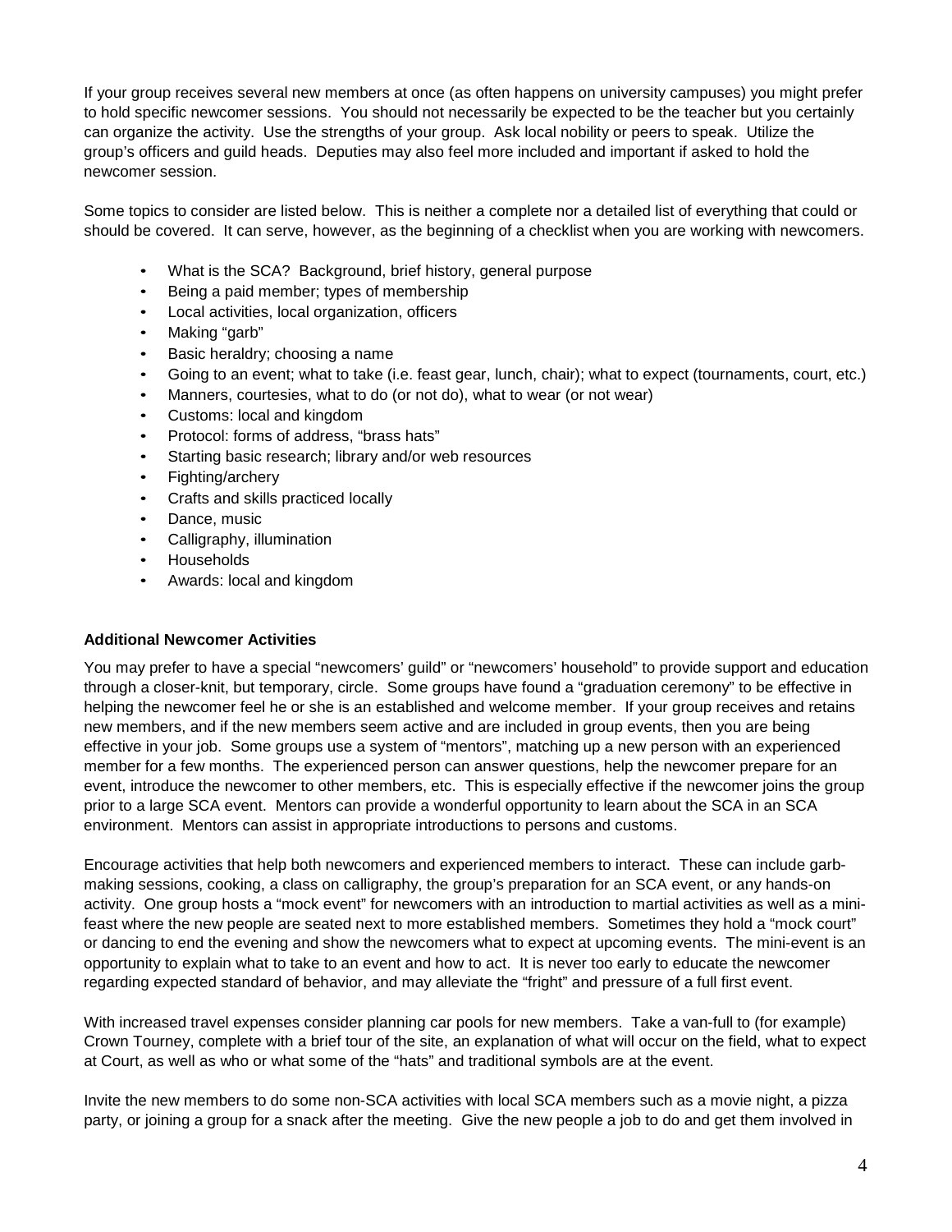If your group receives several new members at once (as often happens on university campuses) you might prefer to hold specific newcomer sessions. You should not necessarily be expected to be the teacher but you certainly can organize the activity. Use the strengths of your group. Ask local nobility or peers to speak. Utilize the group's officers and guild heads. Deputies may also feel more included and important if asked to hold the newcomer session.

Some topics to consider are listed below. This is neither a complete nor a detailed list of everything that could or should be covered. It can serve, however, as the beginning of a checklist when you are working with newcomers.

- What is the SCA? Background, brief history, general purpose
- Being a paid member; types of membership
- Local activities, local organization, officers
- Making "garb"
- Basic heraldry; choosing a name
- Going to an event; what to take (i.e. feast gear, lunch, chair); what to expect (tournaments, court, etc.)
- Manners, courtesies, what to do (or not do), what to wear (or not wear)
- Customs: local and kingdom
- Protocol: forms of address, "brass hats"
- Starting basic research; library and/or web resources
- Fighting/archery
- Crafts and skills practiced locally
- Dance, music
- Calligraphy, illumination
- Households
- Awards: local and kingdom

**Additional Newcomer Activities**

You may prefer to have a special "newcomers' guild" or "newcomers' household" to provide support and education through a closer-knit, but temporary, circle. Some groups have found a "graduation ceremony" to be effective in helping the newcomer feel he or she is an established and welcome member. If your group receives and retains new members, and if the new members seem active and are included in group events, then you are being effective in your job. Some groups use a system of "mentors", matching up a new person with an experienced member for a few months. The experienced person can answer questions, help the newcomer prepare for an event, introduce the newcomer to other members, etc. This is especially effective if the newcomer joins the group prior to a large SCA event. Mentors can provide a wonderful opportunity to learn about the SCA in an SCA environment. Mentors can assist in appropriate introductions to persons and customs.

Encourage activities that help both newcomers and experienced members to interact. These can include garb-making sessions, cooking, a class on calligraphy, the group's preparation for an SCA event, or any hands-on activity. One group hosts a "mock event" for newcomers with an introduction to martial activities as well as a mini-feast where the new people are seated next to more established members. Sometimes they hold a "mock court" or dancing to end the evening and show the newcomers what to expect at upcoming events. The mini-event is an opportunity to explain what to take to an event and how to act. It is never too early to educate the newcomer regarding expected standard of behavior, and may alleviate the "fright" and pressure of a full first event.

With increased travel expenses consider planning car pools for new members. Take a van-full to (for example) Crown Tourney, complete with a brief tour of the site, an explanation of what will occur on the field, what to expect at Court, as well as who or what some of the "hats" and traditional symbols are at the event.

Invite the new members to do some non-SCA activities with local SCA members such as a movie night, a pizza party, or joining a group for a snack after the meeting. Give the new people a job to do and get them involved in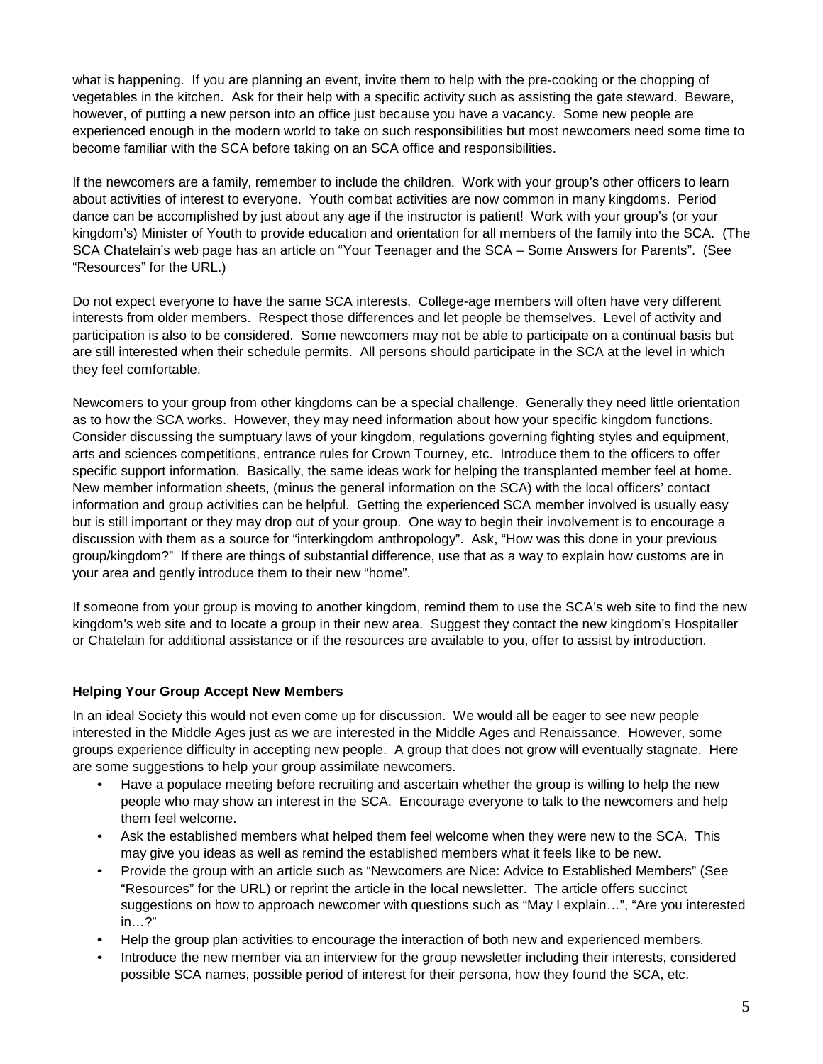what is happening. If you are planning an event, invite them to help with the pre-cooking or the chopping of vegetables in the kitchen. Ask for their help with a specific activity such as assisting the gate steward. Beware, however, of putting a new person into an office just because you have a vacancy. Some new people are experienced enough in the modern world to take on such responsibilities but most newcomers need some time to become familiar with the SCA before taking on an SCA office and responsibilities.

If the newcomers are a family, remember to include the children. Work with your group's other officers to learn about activities of interest to everyone. Youth combat activities are now common in many kingdoms. Period dance can be accomplished by just about any age if the instructor is patient! Work with your group's (or your kingdom's) Minister of Youth to provide education and orientation for all members of the family into the SCA. (The SCA Chatelain's web page has an article on "Your Teenager and the SCA – Some Answers for Parents". (See "Resources" for the URL.)

Do not expect everyone to have the same SCA interests. College-age members will often have very different interests from older members. Respect those differences and let people be themselves. Level of activity and participation is also to be considered. Some newcomers may not be able to participate on a continual basis but are still interested when their schedule permits. All persons should participate in the SCA at the level in which they feel comfortable.

Newcomers to your group from other kingdoms can be a special challenge. Generally they need little orientation as to how the SCA works. However, they may need information about how your specific kingdom functions. Consider discussing the sumptuary laws of your kingdom, regulations governing fighting styles and equipment, arts and sciences competitions, entrance rules for Crown Tourney, etc. Introduce them to the officers to offer specific support information. Basically, the same ideas work for helping the transplanted member feel at home. New member information sheets, (minus the general information on the SCA) with the local officers' contact information and group activities can be helpful. Getting the experienced SCA member involved is usually easy but is still important or they may drop out of your group. One way to begin their involvement is to encourage a discussion with them as a source for "interkingdom anthropology". Ask, "How was this done in your previous group/kingdom?" If there are things of substantial difference, use that as a way to explain how customs are in your area and gently introduce them to their new "home".

If someone from your group is moving to another kingdom, remind them to use the SCA's web site to find the new kingdom's web site and to locate a group in their new area. Suggest they contact the new kingdom's Hospitaller or Chatelain for additional assistance or if the resources are available to you, offer to assist by introduction.

**Helping Your Group Accept New Members**

In an ideal Society this would not even come up for discussion. We would all be eager to see new people interested in the Middle Ages just as we are interested in the Middle Ages and Renaissance. However, some groups experience difficulty in accepting new people. A group that does not grow will eventually stagnate. Here are some suggestions to help your group assimilate newcomers.

- Have a populace meeting before recruiting and ascertain whether the group is willing to help the new people who may show an interest in the SCA. Encourage everyone to talk to the newcomers and help them feel welcome.
- Ask the established members what helped them feel welcome when they were new to the SCA. This may give you ideas as well as remind the established members what it feels like to be new.
- Provide the group with an article such as "Newcomers are Nice: Advice to Established Members" (See "Resources" for the URL) or reprint the article in the local newsletter. The article offers succinct suggestions on how to approach newcomer with questions such as "May I explain…", "Are you interested in…?"
- Help the group plan activities to encourage the interaction of both new and experienced members.
- Introduce the new member via an interview for the group newsletter including their interests, considered possible SCA names, possible period of interest for their persona, how they found the SCA, etc.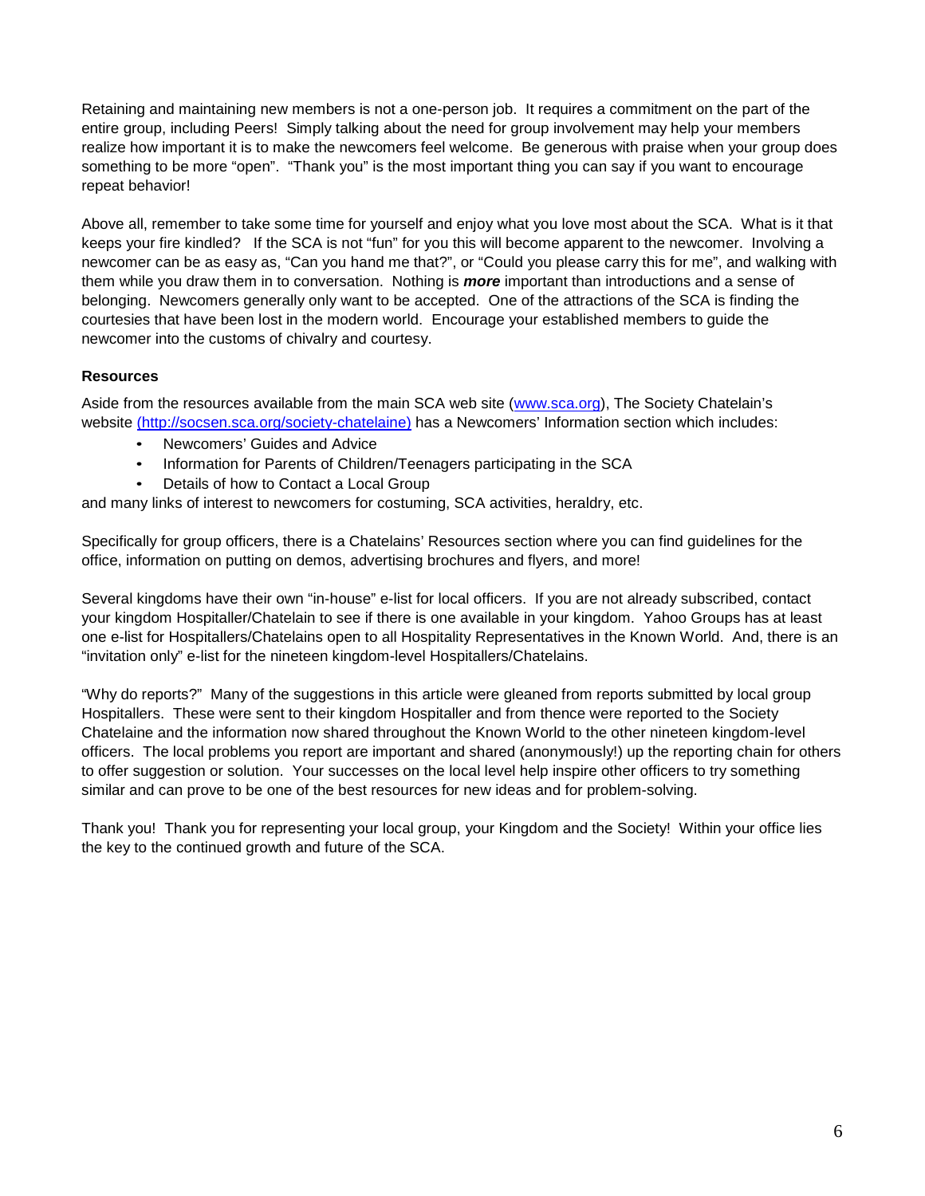Retaining and maintaining new members is not a one-person job. It requires a commitment on the part of the entire group, including Peers! Simply talking about the need for group involvement may help your members realize how important it is to make the newcomers feel welcome. Be generous with praise when your group does something to be more "open". "Thank you" is the most important thing you can say if you want to encourage repeat behavior!

Above all, remember to take some time for yourself and enjoy what you love most about the SCA. What is it that keeps your fire kindled? If the SCA is not "fun" for you this will become apparent to the newcomer. Involving a newcomer can be as easy as, "Can you hand me that?", or "Could you please carry this for me", and walking with them while you draw them in to conversation. Nothing is ***more*** important than introductions and a sense of belonging. Newcomers generally only want to be accepted. One of the attractions of the SCA is finding the courtesies that have been lost in the modern world. Encourage your established members to guide the newcomer into the customs of chivalry and courtesy.

### Resources

Aside from the resources available from the main SCA web site (www.sca.org), The Society Chatelain's website (http://socsen.sca.org/society-chatelaine) has a Newcomers' Information section which includes:

- Newcomers' Guides and Advice
- Information for Parents of Children/Teenagers participating in the SCA
- Details of how to Contact a Local Group

and many links of interest to newcomers for costuming, SCA activities, heraldry, etc.

Specifically for group officers, there is a Chatelains' Resources section where you can find guidelines for the office, information on putting on demos, advertising brochures and flyers, and more!

Several kingdoms have their own "in-house" e-list for local officers. If you are not already subscribed, contact your kingdom Hospitaller/Chatelain to see if there is one available in your kingdom. Yahoo Groups has at least one e-list for Hospitallers/Chatelains open to all Hospitality Representatives in the Known World. And, there is an "invitation only" e-list for the nineteen kingdom-level Hospitallers/Chatelains.

"Why do reports?" Many of the suggestions in this article were gleaned from reports submitted by local group Hospitallers. These were sent to their kingdom Hospitaller and from thence were reported to the Society Chatelaine and the information now shared throughout the Known World to the other nineteen kingdom-level officers. The local problems you report are important and shared (anonymously!) up the reporting chain for others to offer suggestion or solution. Your successes on the local level help inspire other officers to try something similar and can prove to be one of the best resources for new ideas and for problem-solving.

Thank you! Thank you for representing your local group, your Kingdom and the Society! Within your office lies the key to the continued growth and future of the SCA.